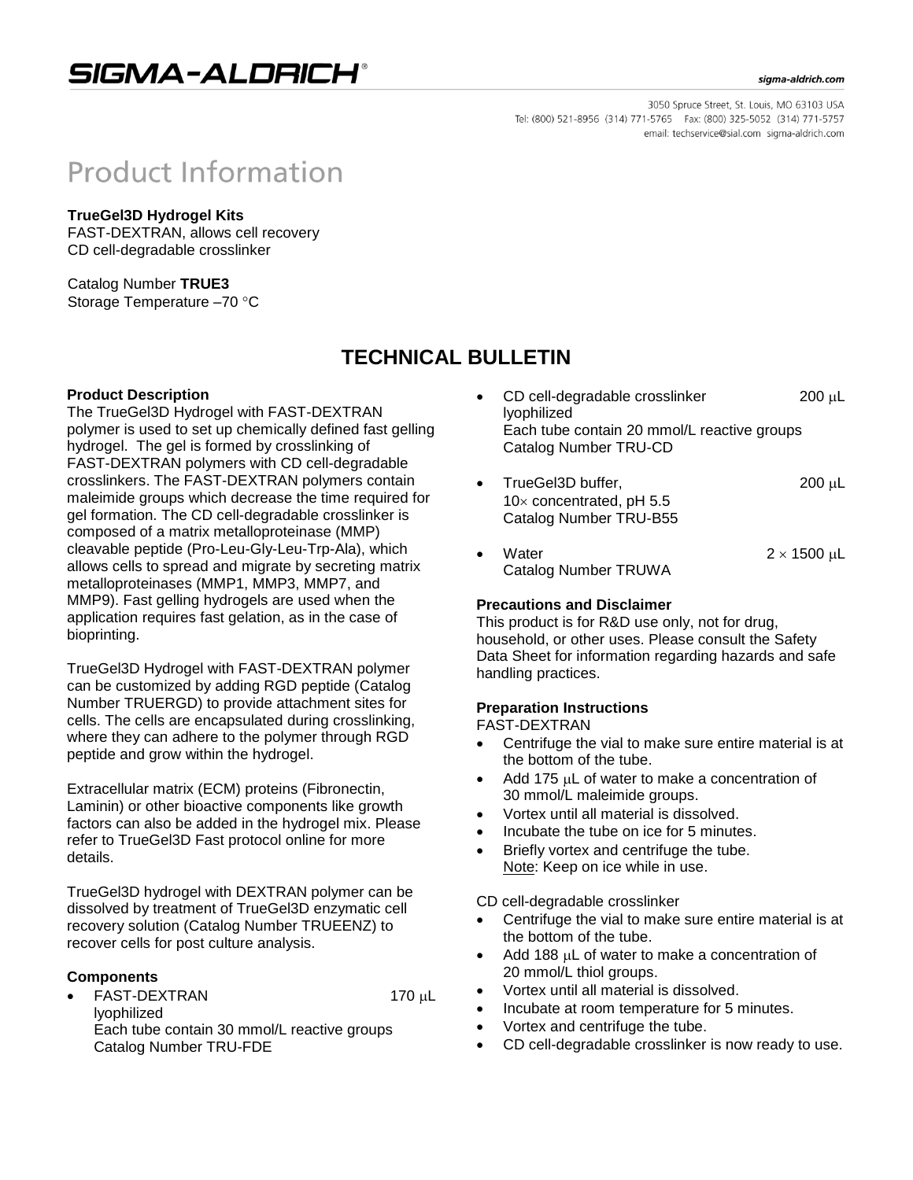# Product Information

**TrueGel3D Hydrogel Kits**
FAST-DEXTRAN, allows cell recovery
CD cell-degradable crosslinker

Catalog Number **TRUE3**
Storage Temperature –70 °C

## TECHNICAL BULLETIN

### Product Description

The TrueGel3D Hydrogel with FAST-DEXTRAN polymer is used to set up chemically defined fast gelling hydrogel. The gel is formed by crosslinking of FAST-DEXTRAN polymers with CD cell-degradable crosslinkers. The FAST-DEXTRAN polymers contain maleimide groups which decrease the time required for gel formation. The CD cell-degradable crosslinker is composed of a matrix metalloproteinase (MMP) cleavable peptide (Pro-Leu-Gly-Leu-Trp-Ala), which allows cells to spread and migrate by secreting matrix metalloproteinases (MMP1, MMP3, MMP7, and MMP9). Fast gelling hydrogels are used when the application requires fast gelation, as in the case of bioprinting.

TrueGel3D Hydrogel with FAST-DEXTRAN polymer can be customized by adding RGD peptide (Catalog Number TRUERGD) to provide attachment sites for cells. The cells are encapsulated during crosslinking, where they can adhere to the polymer through RGD peptide and grow within the hydrogel.

Extracellular matrix (ECM) proteins (Fibronectin, Laminin) or other bioactive components like growth factors can also be added in the hydrogel mix. Please refer to TrueGel3D Fast protocol online for more details.

TrueGel3D hydrogel with DEXTRAN polymer can be dissolved by treatment of TrueGel3D enzymatic cell recovery solution (Catalog Number TRUEENZ) to recover cells for post culture analysis.

### Components

- FAST-DEXTRAN lyophilized — 170 μL
  Each tube contain 30 mmol/L reactive groups
  Catalog Number TRU-FDE
- CD cell-degradable crosslinker lyophilized — 200 μL
  Each tube contain 20 mmol/L reactive groups
  Catalog Number TRU-CD
- TrueGel3D buffer, 10× concentrated, pH 5.5 — 200 μL
  Catalog Number TRU-B55
- Water — 2 × 1500 μL
  Catalog Number TRUWA

### Precautions and Disclaimer

This product is for R&D use only, not for drug, household, or other uses. Please consult the Safety Data Sheet for information regarding hazards and safe handling practices.

### Preparation Instructions

FAST-DEXTRAN

- Centrifuge the vial to make sure entire material is at the bottom of the tube.
- Add 175 μL of water to make a concentration of 30 mmol/L maleimide groups.
- Vortex until all material is dissolved.
- Incubate the tube on ice for 5 minutes.
- Briefly vortex and centrifuge the tube.
  Note: Keep on ice while in use.

CD cell-degradable crosslinker

- Centrifuge the vial to make sure entire material is at the bottom of the tube.
- Add 188 μL of water to make a concentration of 20 mmol/L thiol groups.
- Vortex until all material is dissolved.
- Incubate at room temperature for 5 minutes.
- Vortex and centrifuge the tube.
- CD cell-degradable crosslinker is now ready to use.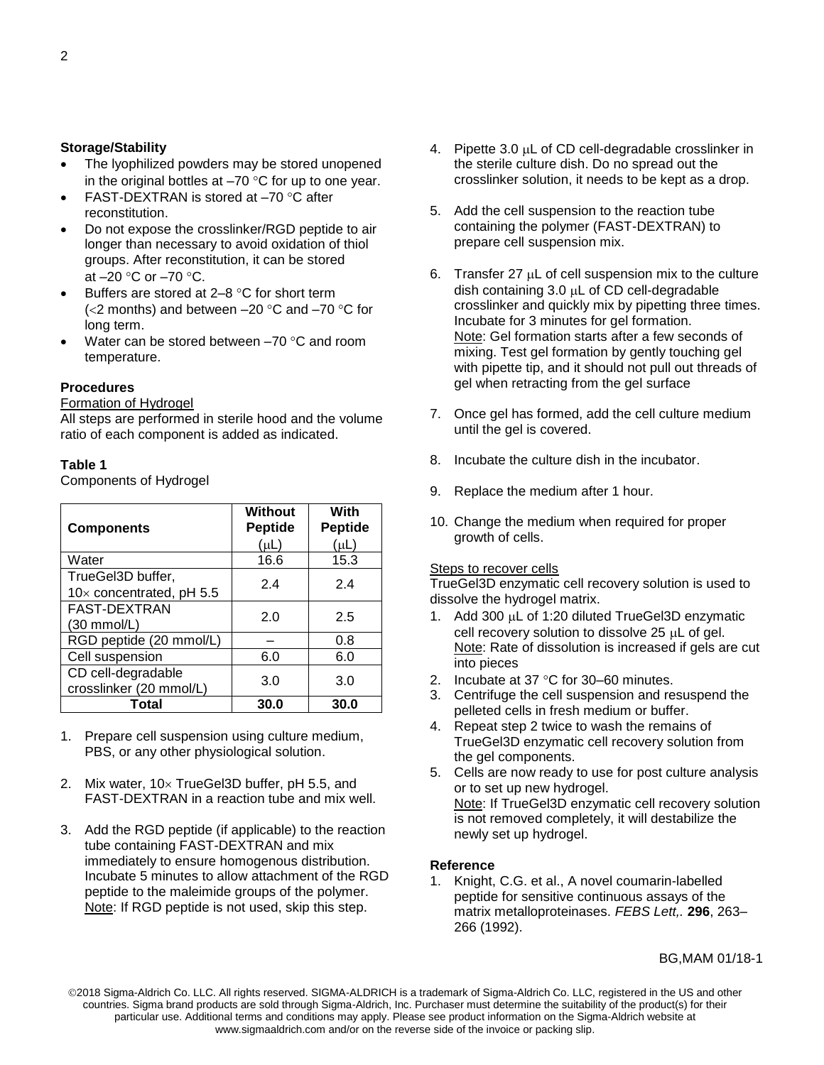**Storage/Stability**

- The lyophilized powders may be stored unopened in the original bottles at –70 °C for up to one year.
- FAST-DEXTRAN is stored at –70 °C after reconstitution.
- Do not expose the crosslinker/RGD peptide to air longer than necessary to avoid oxidation of thiol groups. After reconstitution, it can be stored at –20 °C or –70 °C.
- Buffers are stored at 2–8 °C for short term (<2 months) and between –20 °C and –70 °C for long term.
- Water can be stored between –70 °C and room temperature.

**Procedures**

Formation of Hydrogel

All steps are performed in sterile hood and the volume ratio of each component is added as indicated.

**Table 1**

Components of Hydrogel

| Components | Without Peptide (μL) | With Peptide (μL) |
|---|---|---|
| Water | 16.6 | 15.3 |
| TrueGel3D buffer, 10× concentrated, pH 5.5 | 2.4 | 2.4 |
| FAST-DEXTRAN (30 mmol/L) | 2.0 | 2.5 |
| RGD peptide (20 mmol/L) | – | 0.8 |
| Cell suspension | 6.0 | 6.0 |
| CD cell-degradable crosslinker (20 mmol/L) | 3.0 | 3.0 |
| **Total** | **30.0** | **30.0** |

1. Prepare cell suspension using culture medium, PBS, or any other physiological solution.
2. Mix water, 10× TrueGel3D buffer, pH 5.5, and FAST-DEXTRAN in a reaction tube and mix well.
3. Add the RGD peptide (if applicable) to the reaction tube containing FAST-DEXTRAN and mix immediately to ensure homogenous distribution. Incubate 5 minutes to allow attachment of the RGD peptide to the maleimide groups of the polymer.
   Note: If RGD peptide is not used, skip this step.
4. Pipette 3.0 μL of CD cell-degradable crosslinker in the sterile culture dish. Do no spread out the crosslinker solution, it needs to be kept as a drop.
5. Add the cell suspension to the reaction tube containing the polymer (FAST-DEXTRAN) to prepare cell suspension mix.
6. Transfer 27 μL of cell suspension mix to the culture dish containing 3.0 μL of CD cell-degradable crosslinker and quickly mix by pipetting three times. Incubate for 3 minutes for gel formation.
   Note: Gel formation starts after a few seconds of mixing. Test gel formation by gently touching gel with pipette tip, and it should not pull out threads of gel when retracting from the gel surface
7. Once gel has formed, add the cell culture medium until the gel is covered.
8. Incubate the culture dish in the incubator.
9. Replace the medium after 1 hour.
10. Change the medium when required for proper growth of cells.

Steps to recover cells

TrueGel3D enzymatic cell recovery solution is used to dissolve the hydrogel matrix.

1. Add 300 μL of 1:20 diluted TrueGel3D enzymatic cell recovery solution to dissolve 25 μL of gel.
   Note: Rate of dissolution is increased if gels are cut into pieces
2. Incubate at 37 °C for 30–60 minutes.
3. Centrifuge the cell suspension and resuspend the pelleted cells in fresh medium or buffer.
4. Repeat step 2 twice to wash the remains of TrueGel3D enzymatic cell recovery solution from the gel components.
5. Cells are now ready to use for post culture analysis or to set up new hydrogel.
   Note: If TrueGel3D enzymatic cell recovery solution is not removed completely, it will destabilize the newly set up hydrogel.

**Reference**

1. Knight, C.G. et al., A novel coumarin-labelled peptide for sensitive continuous assays of the matrix metalloproteinases. *FEBS Lett,.* **296**, 263–266 (1992).

BG,MAM 01/18-1

©2018 Sigma-Aldrich Co. LLC. All rights reserved. SIGMA-ALDRICH is a trademark of Sigma-Aldrich Co. LLC, registered in the US and other countries. Sigma brand products are sold through Sigma-Aldrich, Inc. Purchaser must determine the suitability of the product(s) for their particular use. Additional terms and conditions may apply. Please see product information on the Sigma-Aldrich website at www.sigmaaldrich.com and/or on the reverse side of the invoice or packing slip.